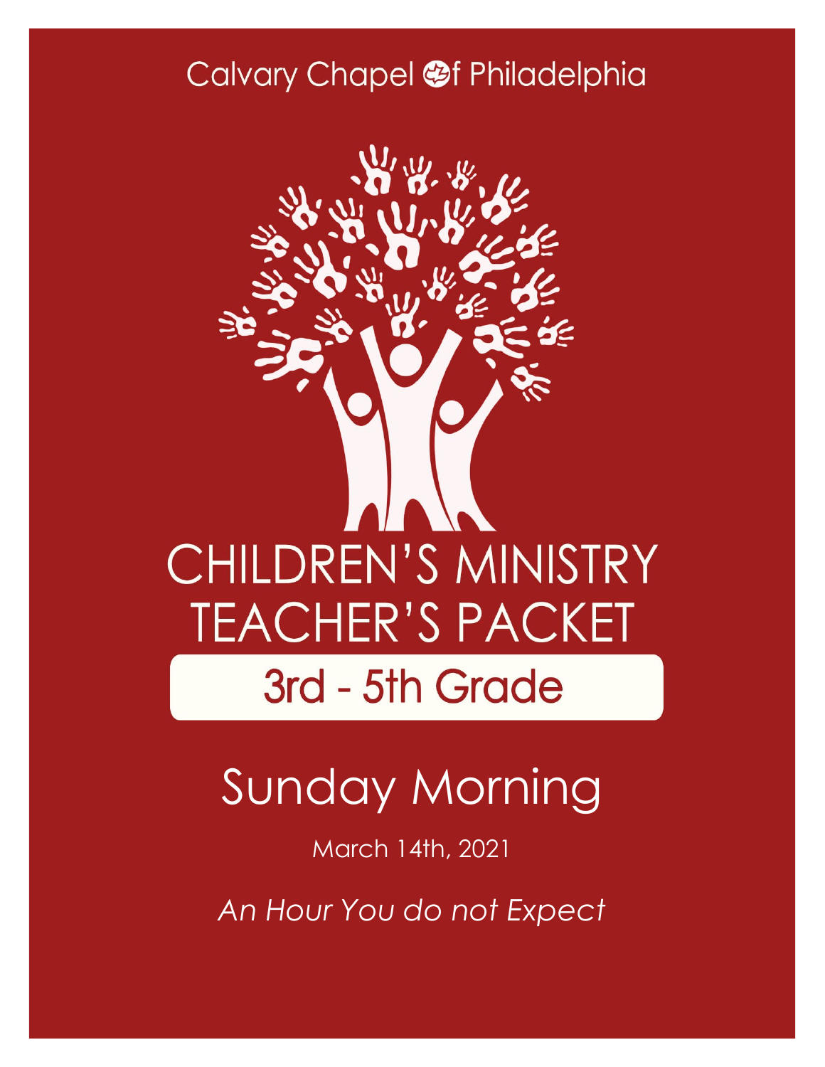Calvary Chapel of Philadelphia

# CHILDREN'S MINISTRY TEACHER'S PACKET

## 3rd - 5th Grade

# Sunday Morning

March 14th, 2021

*An Hour You do not Expect*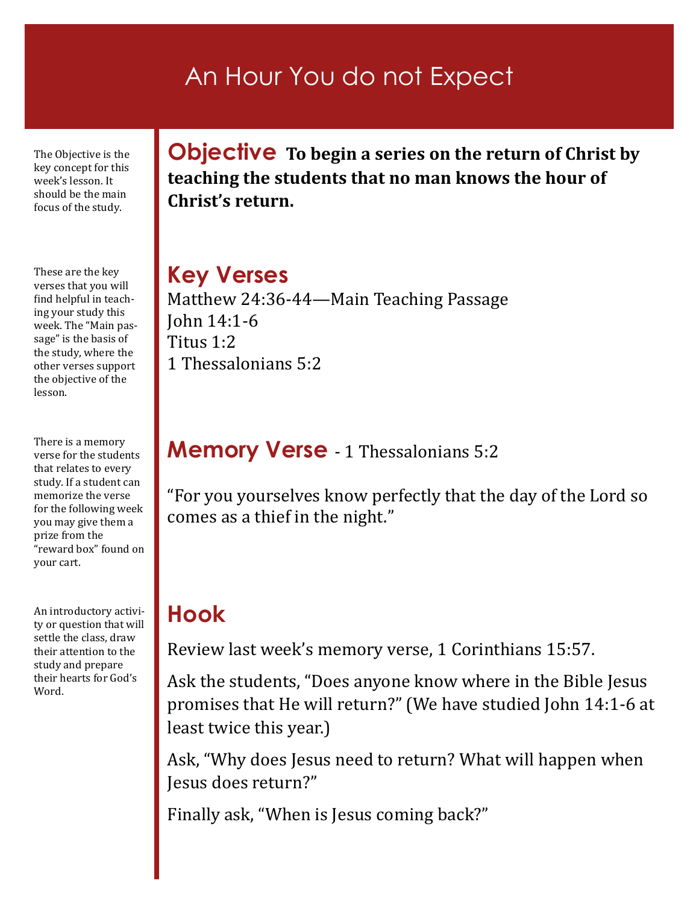# An Hour You do not Expect

The Objective is the key concept for this week's lesson. It should be the main focus of the study.

## Objective

**To begin a series on the return of Christ by teaching the students that no man knows the hour of Christ's return.**

These are the key verses that you will find helpful in teaching your study this week. The "Main passage" is the basis of the study, where the other verses support the objective of the lesson.

## Key Verses

Matthew 24:36-44—Main Teaching Passage
John 14:1-6
Titus 1:2
1 Thessalonians 5:2

There is a memory verse for the students that relates to every study. If a student can memorize the verse for the following week you may give them a prize from the "reward box" found on your cart.

## Memory Verse - 1 Thessalonians 5:2

"For you yourselves know perfectly that the day of the Lord so comes as a thief in the night."

An introductory activity or question that will settle the class, draw their attention to the study and prepare their hearts for God's Word.

## Hook

Review last week's memory verse, 1 Corinthians 15:57.

Ask the students, "Does anyone know where in the Bible Jesus promises that He will return?" (We have studied John 14:1-6 at least twice this year.)

Ask, "Why does Jesus need to return? What will happen when Jesus does return?"

Finally ask, "When is Jesus coming back?"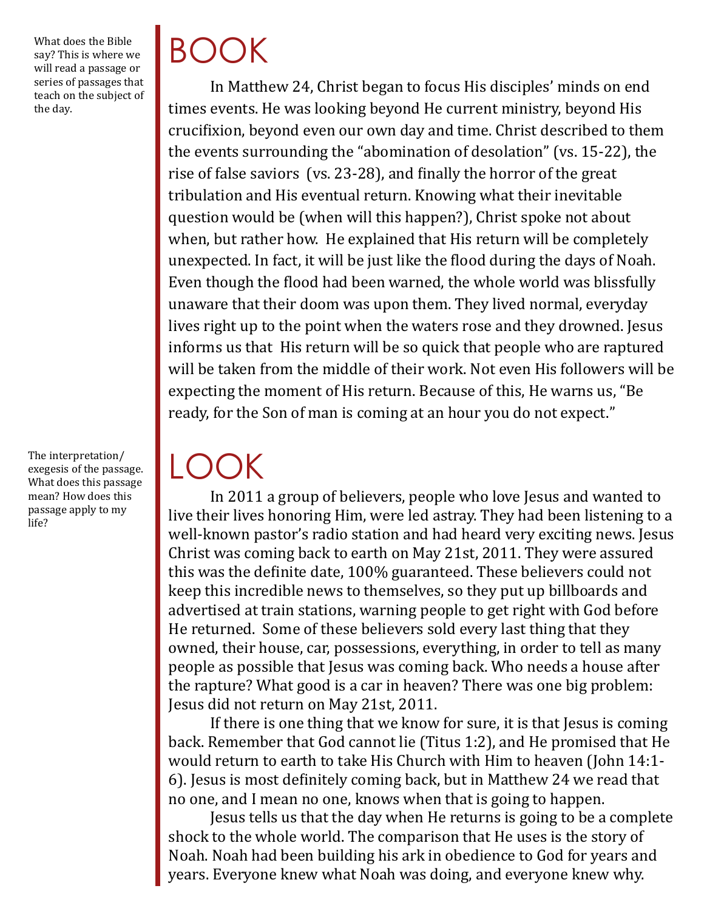What does the Bible say? This is where we will read a passage or series of passages that teach on the subject of the day.

# BOOK

In Matthew 24, Christ began to focus His disciples' minds on end times events. He was looking beyond He current ministry, beyond His crucifixion, beyond even our own day and time. Christ described to them the events surrounding the "abomination of desolation" (vs. 15-22), the rise of false saviors (vs. 23-28), and finally the horror of the great tribulation and His eventual return. Knowing what their inevitable question would be (when will this happen?), Christ spoke not about when, but rather how. He explained that His return will be completely unexpected. In fact, it will be just like the flood during the days of Noah. Even though the flood had been warned, the whole world was blissfully unaware that their doom was upon them. They lived normal, everyday lives right up to the point when the waters rose and they drowned. Jesus informs us that His return will be so quick that people who are raptured will be taken from the middle of their work. Not even His followers will be expecting the moment of His return. Because of this, He warns us, "Be ready, for the Son of man is coming at an hour you do not expect."

The interpretation/exegesis of the passage. What does this passage mean? How does this passage apply to my life?

# LOOK

In 2011 a group of believers, people who love Jesus and wanted to live their lives honoring Him, were led astray. They had been listening to a well-known pastor's radio station and had heard very exciting news. Jesus Christ was coming back to earth on May 21st, 2011. They were assured this was the definite date, 100% guaranteed. These believers could not keep this incredible news to themselves, so they put up billboards and advertised at train stations, warning people to get right with God before He returned. Some of these believers sold every last thing that they owned, their house, car, possessions, everything, in order to tell as many people as possible that Jesus was coming back. Who needs a house after the rapture? What good is a car in heaven? There was one big problem: Jesus did not return on May 21st, 2011.

If there is one thing that we know for sure, it is that Jesus is coming back. Remember that God cannot lie (Titus 1:2), and He promised that He would return to earth to take His Church with Him to heaven (John 14:1-6). Jesus is most definitely coming back, but in Matthew 24 we read that no one, and I mean no one, knows when that is going to happen.

Jesus tells us that the day when He returns is going to be a complete shock to the whole world. The comparison that He uses is the story of Noah. Noah had been building his ark in obedience to God for years and years. Everyone knew what Noah was doing, and everyone knew why.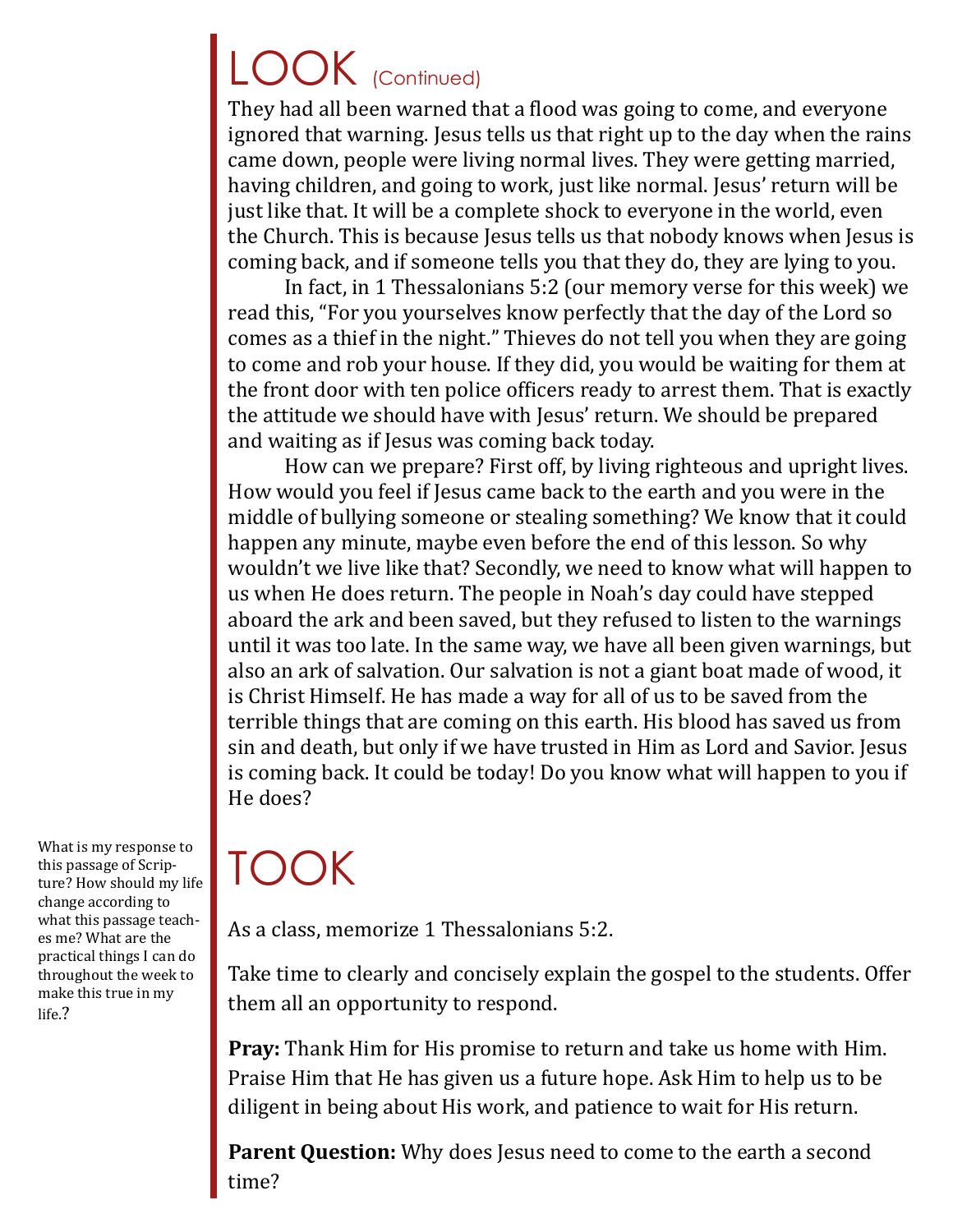# LOOK (Continued)

They had all been warned that a flood was going to come, and everyone ignored that warning. Jesus tells us that right up to the day when the rains came down, people were living normal lives. They were getting married, having children, and going to work, just like normal. Jesus' return will be just like that. It will be a complete shock to everyone in the world, even the Church. This is because Jesus tells us that nobody knows when Jesus is coming back, and if someone tells you that they do, they are lying to you.

In fact, in 1 Thessalonians 5:2 (our memory verse for this week) we read this, "For you yourselves know perfectly that the day of the Lord so comes as a thief in the night." Thieves do not tell you when they are going to come and rob your house. If they did, you would be waiting for them at the front door with ten police officers ready to arrest them. That is exactly the attitude we should have with Jesus' return. We should be prepared and waiting as if Jesus was coming back today.

How can we prepare? First off, by living righteous and upright lives. How would you feel if Jesus came back to the earth and you were in the middle of bullying someone or stealing something? We know that it could happen any minute, maybe even before the end of this lesson. So why wouldn't we live like that? Secondly, we need to know what will happen to us when He does return. The people in Noah's day could have stepped aboard the ark and been saved, but they refused to listen to the warnings until it was too late. In the same way, we have all been given warnings, but also an ark of salvation. Our salvation is not a giant boat made of wood, it is Christ Himself. He has made a way for all of us to be saved from the terrible things that are coming on this earth. His blood has saved us from sin and death, but only if we have trusted in Him as Lord and Savior. Jesus is coming back. It could be today! Do you know what will happen to you if He does?

# TOOK

What is my response to this passage of Scripture? How should my life change according to what this passage teaches me? What are the practical things I can do throughout the week to make this true in my life.?

As a class, memorize 1 Thessalonians 5:2.

Take time to clearly and concisely explain the gospel to the students. Offer them all an opportunity to respond.

**Pray:** Thank Him for His promise to return and take us home with Him. Praise Him that He has given us a future hope. Ask Him to help us to be diligent in being about His work, and patience to wait for His return.

**Parent Question:** Why does Jesus need to come to the earth a second time?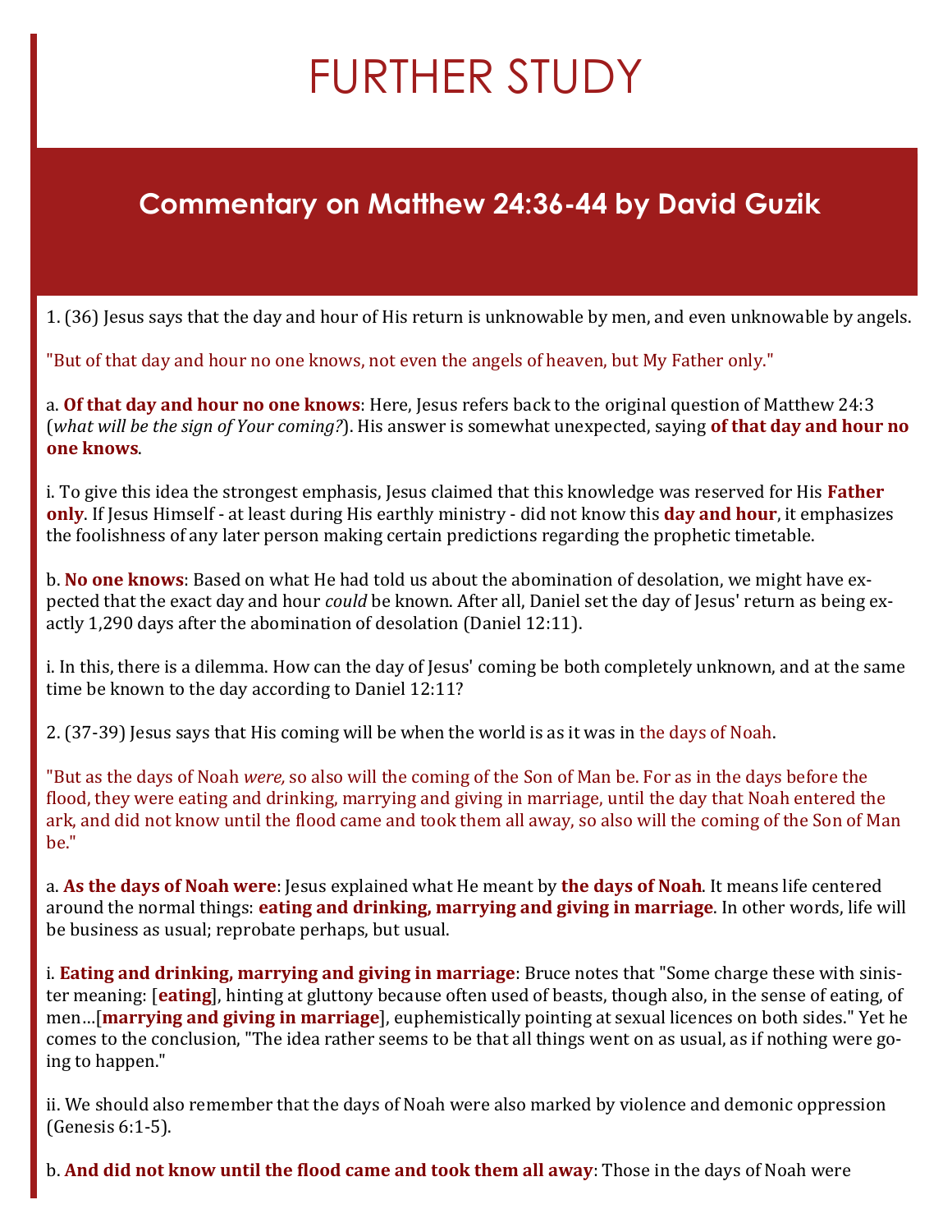# FURTHER STUDY

## Commentary on Matthew 24:36-44 by David Guzik

1. (36) Jesus says that the day and hour of His return is unknowable by men, and even unknowable by angels.

"But of that day and hour no one knows, not even the angels of heaven, but My Father only."

a. **Of that day and hour no one knows**: Here, Jesus refers back to the original question of Matthew 24:3 (*what will be the sign of Your coming?*). His answer is somewhat unexpected, saying **of that day and hour no one knows**.

i. To give this idea the strongest emphasis, Jesus claimed that this knowledge was reserved for His **Father only**. If Jesus Himself - at least during His earthly ministry - did not know this **day and hour**, it emphasizes the foolishness of any later person making certain predictions regarding the prophetic timetable.

b. **No one knows**: Based on what He had told us about the abomination of desolation, we might have expected that the exact day and hour *could* be known. After all, Daniel set the day of Jesus' return as being exactly 1,290 days after the abomination of desolation (Daniel 12:11).

i. In this, there is a dilemma. How can the day of Jesus' coming be both completely unknown, and at the same time be known to the day according to Daniel 12:11?

2. (37-39) Jesus says that His coming will be when the world is as it was in the days of Noah.

"But as the days of Noah *were,* so also will the coming of the Son of Man be. For as in the days before the flood, they were eating and drinking, marrying and giving in marriage, until the day that Noah entered the ark, and did not know until the flood came and took them all away, so also will the coming of the Son of Man be."

a. **As the days of Noah were**: Jesus explained what He meant by **the days of Noah**. It means life centered around the normal things: **eating and drinking, marrying and giving in marriage**. In other words, life will be business as usual; reprobate perhaps, but usual.

i. **Eating and drinking, marrying and giving in marriage**: Bruce notes that "Some charge these with sinister meaning: [**eating**], hinting at gluttony because often used of beasts, though also, in the sense of eating, of men…[**marrying and giving in marriage**], euphemistically pointing at sexual licences on both sides." Yet he comes to the conclusion, "The idea rather seems to be that all things went on as usual, as if nothing were going to happen."

ii. We should also remember that the days of Noah were also marked by violence and demonic oppression (Genesis 6:1-5).

b. **And did not know until the flood came and took them all away**: Those in the days of Noah were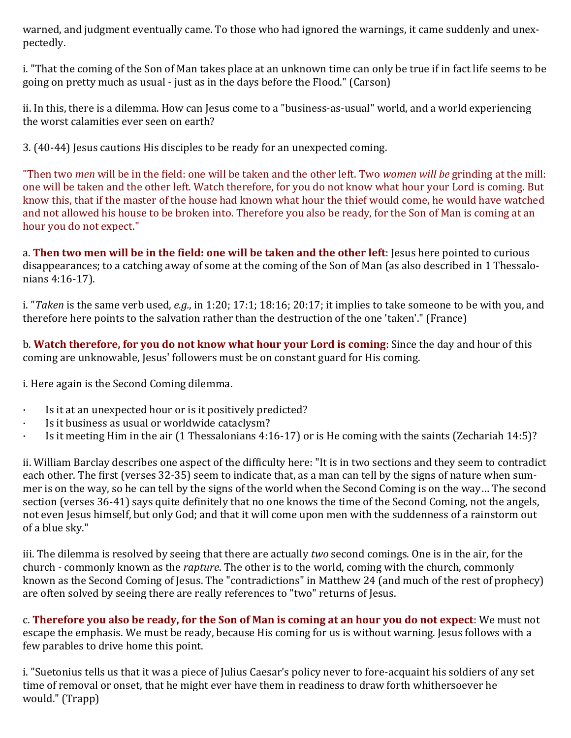warned, and judgment eventually came. To those who had ignored the warnings, it came suddenly and unexpectedly.

i. "That the coming of the Son of Man takes place at an unknown time can only be true if in fact life seems to be going on pretty much as usual - just as in the days before the Flood." (Carson)

ii. In this, there is a dilemma. How can Jesus come to a "business-as-usual" world, and a world experiencing the worst calamities ever seen on earth?

3. (40-44) Jesus cautions His disciples to be ready for an unexpected coming.

"Then two *men* will be in the field: one will be taken and the other left. Two *women will be* grinding at the mill: one will be taken and the other left. Watch therefore, for you do not know what hour your Lord is coming. But know this, that if the master of the house had known what hour the thief would come, he would have watched and not allowed his house to be broken into. Therefore you also be ready, for the Son of Man is coming at an hour you do not expect."

a. **Then two men will be in the field: one will be taken and the other left**: Jesus here pointed to curious disappearances; to a catching away of some at the coming of the Son of Man (as also described in 1 Thessalonians 4:16-17).

i. "*Taken* is the same verb used, *e.g.*, in 1:20; 17:1; 18:16; 20:17; it implies to take someone to be with you, and therefore here points to the salvation rather than the destruction of the one 'taken'." (France)

b. **Watch therefore, for you do not know what hour your Lord is coming**: Since the day and hour of this coming are unknowable, Jesus' followers must be on constant guard for His coming.

i. Here again is the Second Coming dilemma.

- Is it at an unexpected hour or is it positively predicted?
- Is it business as usual or worldwide cataclysm?
- Is it meeting Him in the air (1 Thessalonians 4:16-17) or is He coming with the saints (Zechariah 14:5)?

ii. William Barclay describes one aspect of the difficulty here: "It is in two sections and they seem to contradict each other. The first (verses 32-35) seem to indicate that, as a man can tell by the signs of nature when summer is on the way, so he can tell by the signs of the world when the Second Coming is on the way… The second section (verses 36-41) says quite definitely that no one knows the time of the Second Coming, not the angels, not even Jesus himself, but only God; and that it will come upon men with the suddenness of a rainstorm out of a blue sky."

iii. The dilemma is resolved by seeing that there are actually *two* second comings. One is in the air, for the church - commonly known as the *rapture*. The other is to the world, coming with the church, commonly known as the Second Coming of Jesus. The "contradictions" in Matthew 24 (and much of the rest of prophecy) are often solved by seeing there are really references to "two" returns of Jesus.

c. **Therefore you also be ready, for the Son of Man is coming at an hour you do not expect**: We must not escape the emphasis. We must be ready, because His coming for us is without warning. Jesus follows with a few parables to drive home this point.

i. "Suetonius tells us that it was a piece of Julius Caesar's policy never to fore-acquaint his soldiers of any set time of removal or onset, that he might ever have them in readiness to draw forth whithersoever he would." (Trapp)